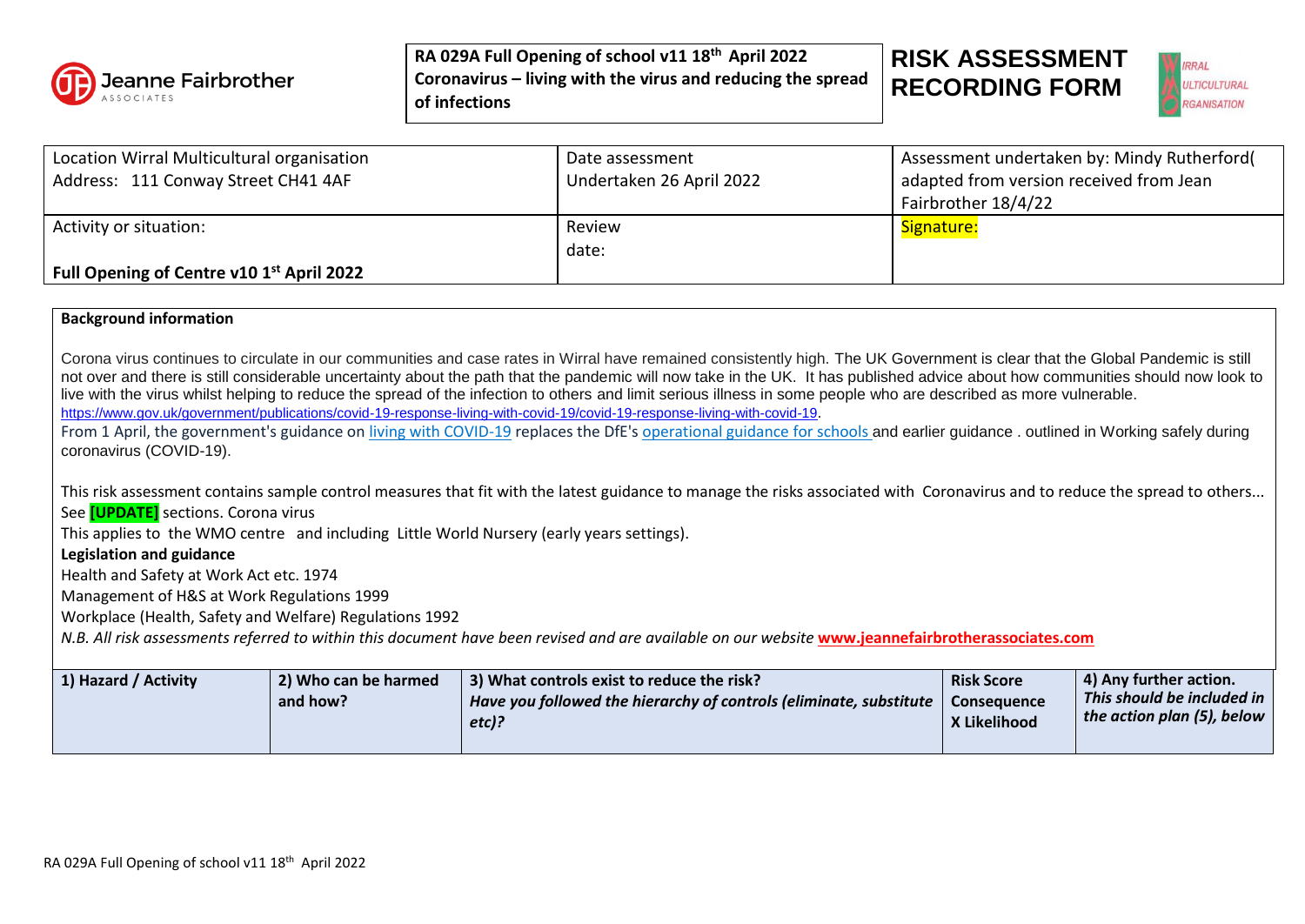Jeanne Fairbrother ASSOCIATES

**RA 029A Full Opening of school v11 18th April 2022**
**Coronavirus – living with the virus and reducing the spread of infections**

# RISK ASSESSMENT RECORDING FORM

WIRRAL MULTICULTURAL ORGANISATION

| Location Wirral Multicultural organisation<br>Address: 111 Conway Street CH41 4AF | Date assessment<br>Undertaken 26 April 2022 | Assessment undertaken by: Mindy Rutherford( adapted from version received from Jean Fairbrother 18/4/22 |
|---|---|---|
| Activity or situation:<br><br>**Full Opening of Centre v10 1st April 2022** | Review<br>date: | Signature: |

**Background information**

Corona virus continues to circulate in our communities and case rates in Wirral have remained consistently high. The UK Government is clear that the Global Pandemic is still not over and there is still considerable uncertainty about the path that the pandemic will now take in the UK. It has published advice about how communities should now look to live with the virus whilst helping to reduce the spread of the infection to others and limit serious illness in some people who are described as more vulnerable.
https://www.gov.uk/government/publications/covid-19-response-living-with-covid-19/covid-19-response-living-with-covid-19.
From 1 April, the government's guidance on living with COVID-19 replaces the DfE's operational guidance for schools and earlier guidance . outlined in Working safely during coronavirus (COVID-19).

This risk assessment contains sample control measures that fit with the latest guidance to manage the risks associated with Coronavirus and to reduce the spread to others...
See **[UPDATE]** sections. Corona virus
This applies to the WMO centre and including Little World Nursery (early years settings).

**Legislation and guidance**
Health and Safety at Work Act etc. 1974
Management of H&S at Work Regulations 1999
Workplace (Health, Safety and Welfare) Regulations 1992
*N.B. All risk assessments referred to within this document have been revised and are available on our website* **www.jeannefairbrotherassociates.com**

| **1) Hazard / Activity** | **2) Who can be harmed and how?** | **3) What controls exist to reduce the risk?** ***Have you followed the hierarchy of controls (eliminate, substitute etc)?*** | **Risk Score Consequence X Likelihood** | **4) Any further action.** ***This should be included in the action plan (5), below*** |
|---|---|---|---|---|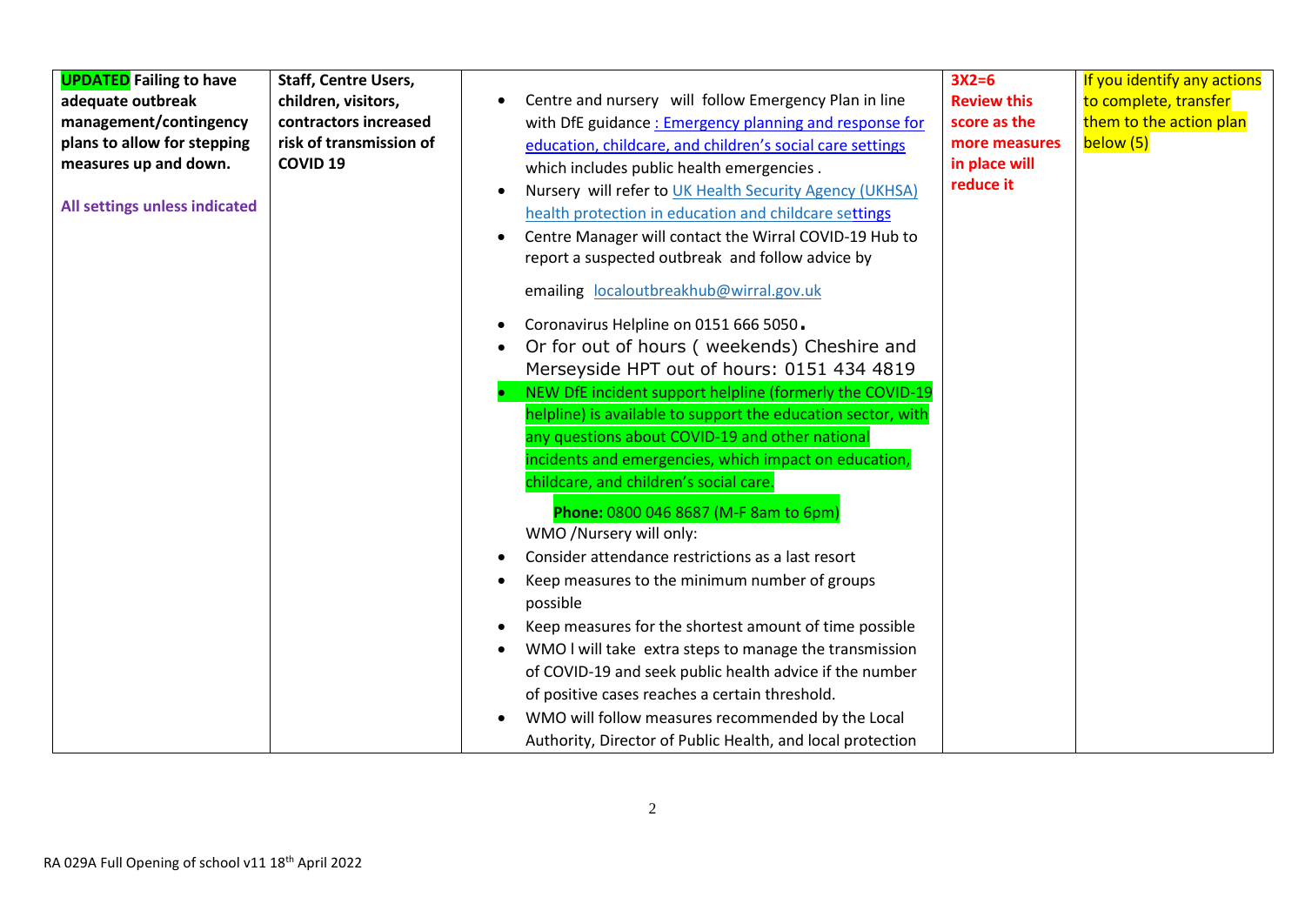| | | | | |
|---|---|---|---|---|
| **UPDATED Failing to have adequate outbreak management/contingency plans to allow for stepping measures up and down.**<br><br>**All settings unless indicated** | **Staff, Centre Users, children, visitors, contractors increased risk of transmission of COVID 19** | • Centre and nursery will follow Emergency Plan in line with DfE guidance [: Emergency planning and response for education, childcare, and children's social care settings](#) which includes public health emergencies .<br>• Nursery will refer to [UK Health Security Agency (UKHSA) health protection in education and childcare settings](#)<br>• Centre Manager will contact the Wirral COVID-19 Hub to report a suspected outbreak and follow advice by<br>emailing [localoutbreakhub@wirral.gov.uk](mailto:localoutbreakhub@wirral.gov.uk)<br>• Coronavirus Helpline on 0151 666 5050.<br>• Or for out of hours ( weekends) Cheshire and Merseyside HPT out of hours: 0151 434 4819<br>• NEW DfE incident support helpline (formerly the COVID-19 helpline) is available to support the education sector, with any questions about COVID-19 and other national incidents and emergencies, which impact on education, childcare, and children's social care.<br>**Phone:** 0800 046 8687 (M-F 8am to 6pm)<br>WMO /Nursery will only:<br>• Consider attendance restrictions as a last resort<br>• Keep measures to the minimum number of groups possible<br>• Keep measures for the shortest amount of time possible<br>• WMO l will take extra steps to manage the transmission of COVID-19 and seek public health advice if the number of positive cases reaches a certain threshold.<br>• WMO will follow measures recommended by the Local Authority, Director of Public Health, and local protection | **3X2=6**<br>**Review this score as the more measures in place will reduce it** | If you identify any actions to complete, transfer them to the action plan below (5) |

RA 029A Full Opening of school v11 18th April 2022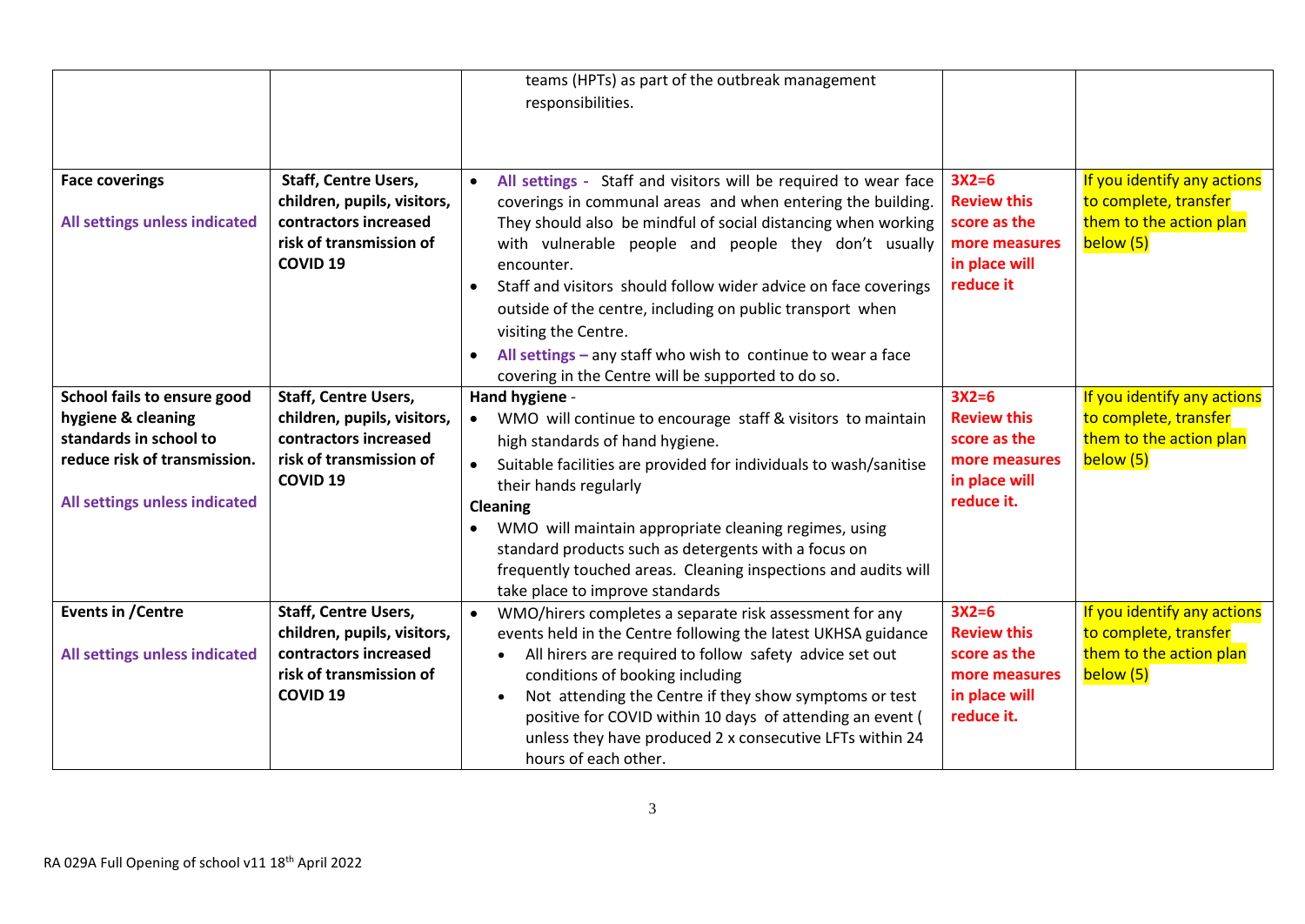| | | | | |
|---|---|---|---|---|
| | | teams (HPTs) as part of the outbreak management responsibilities. | | |
| **Face coverings**<br><br>**All settings unless indicated** | **Staff, Centre Users, children, pupils, visitors, contractors increased risk of transmission of COVID 19** | • **All settings -** Staff and visitors will be required to wear face coverings in communal areas and when entering the building. They should also be mindful of social distancing when working with vulnerable people and people they don't usually encounter.<br>• Staff and visitors should follow wider advice on face coverings outside of the centre, including on public transport when visiting the Centre.<br>• **All settings –** any staff who wish to continue to wear a face covering in the Centre will be supported to do so. | **3X2=6**<br>**Review this score as the more measures in place will reduce it** | If you identify any actions to complete, transfer them to the action plan below (5) |
| **School fails to ensure good hygiene & cleaning standards in school to reduce risk of transmission.**<br><br>**All settings unless indicated** | **Staff, Centre Users, children, pupils, visitors, contractors increased risk of transmission of COVID 19** | **Hand hygiene** -<br>• WMO will continue to encourage staff & visitors to maintain high standards of hand hygiene.<br>• Suitable facilities are provided for individuals to wash/sanitise their hands regularly<br>**Cleaning**<br>• WMO will maintain appropriate cleaning regimes, using standard products such as detergents with a focus on frequently touched areas. Cleaning inspections and audits will take place to improve standards | **3X2=6**<br>**Review this score as the more measures in place will reduce it.** | If you identify any actions to complete, transfer them to the action plan below (5) |
| **Events in /Centre**<br><br>**All settings unless indicated** | **Staff, Centre Users, children, pupils, visitors, contractors increased risk of transmission of COVID 19** | • WMO/hirers completes a separate risk assessment for any events held in the Centre following the latest UKHSA guidance<br>&nbsp;&nbsp;• All hirers are required to follow safety advice set out conditions of booking including<br>&nbsp;&nbsp;• Not attending the Centre if they show symptoms or test positive for COVID within 10 days of attending an event ( unless they have produced 2 x consecutive LFTs within 24 hours of each other. | **3X2=6**<br>**Review this score as the more measures in place will reduce it.** | If you identify any actions to complete, transfer them to the action plan below (5) |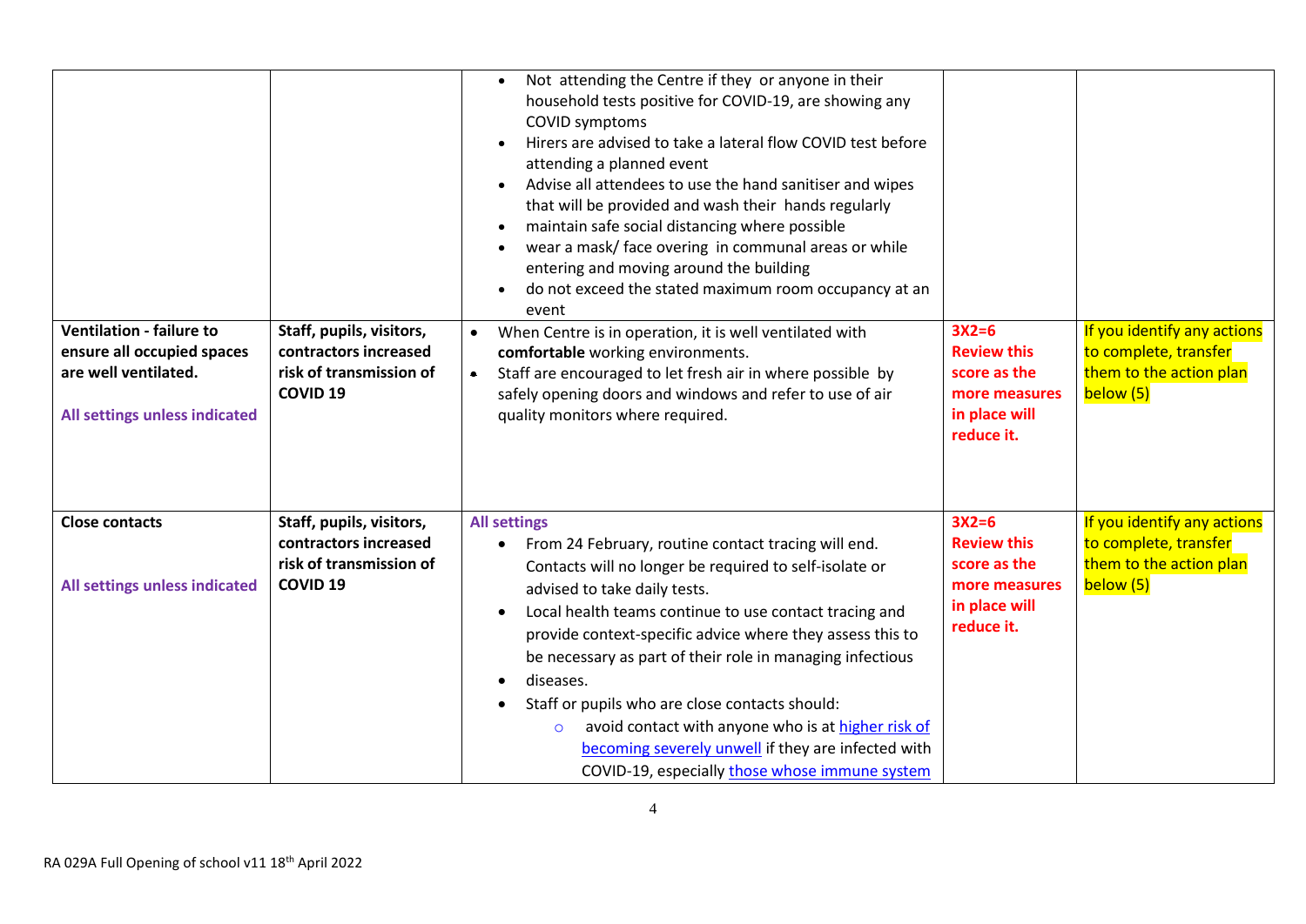| | | | | |
|---|---|---|---|---|
| | | • Not attending the Centre if they or anyone in their household tests positive for COVID-19, are showing any COVID symptoms<br>• Hirers are advised to take a lateral flow COVID test before attending a planned event<br>• Advise all attendees to use the hand sanitiser and wipes that will be provided and wash their hands regularly<br>• maintain safe social distancing where possible<br>• wear a mask/ face overing in communal areas or while entering and moving around the building<br>• do not exceed the stated maximum room occupancy at an event | | |
| **Ventilation - failure to ensure all occupied spaces are well ventilated.**<br><br>**All settings unless indicated** | **Staff, pupils, visitors, contractors increased risk of transmission of COVID 19** | • When Centre is in operation, it is well ventilated with **comfortable** working environments.<br>• Staff are encouraged to let fresh air in where possible by safely opening doors and windows and refer to use of air quality monitors where required. | **3X2=6**<br>**Review this score as the more measures in place will reduce it.** | If you identify any actions to complete, transfer them to the action plan below (5) |
| **Close contacts**<br><br>**All settings unless indicated** | **Staff, pupils, visitors, contractors increased risk of transmission of COVID 19** | **All settings**<br>• From 24 February, routine contact tracing will end. Contacts will no longer be required to self-isolate or advised to take daily tests.<br>• Local health teams continue to use contact tracing and provide context-specific advice where they assess this to be necessary as part of their role in managing infectious<br>• diseases.<br>• Staff or pupils who are close contacts should:<br>  ◦ avoid contact with anyone who is at higher risk of becoming severely unwell if they are infected with COVID-19, especially those whose immune system | **3X2=6**<br>**Review this score as the more measures in place will reduce it.** | If you identify any actions to complete, transfer them to the action plan below (5) |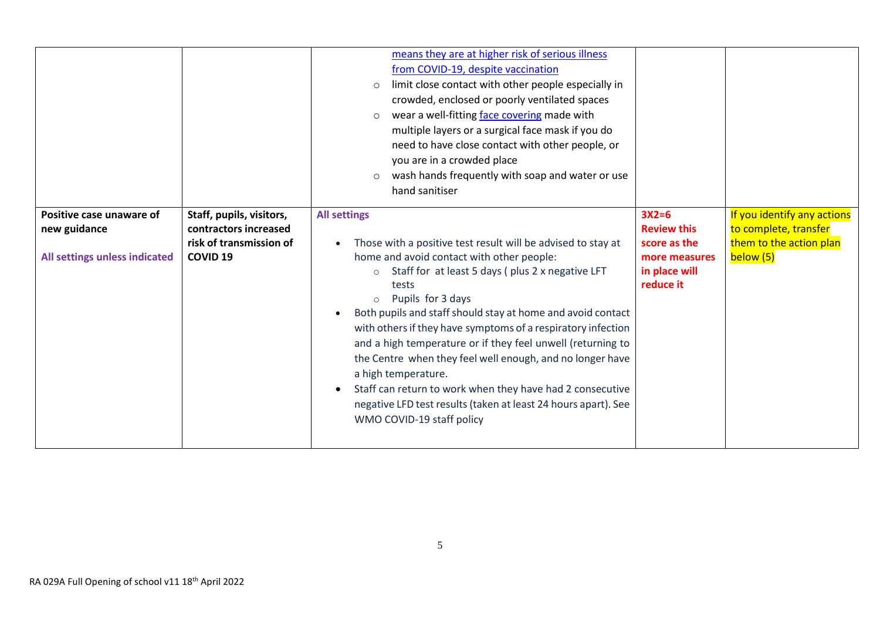| | | | | |
|---|---|---|---|---|
| | | means they are at higher risk of serious illness from COVID-19, despite vaccination<br>◦ limit close contact with other people especially in crowded, enclosed or poorly ventilated spaces<br>◦ wear a well-fitting face covering made with multiple layers or a surgical face mask if you do need to have close contact with other people, or you are in a crowded place<br>◦ wash hands frequently with soap and water or use hand sanitiser | | |
| **Positive case unaware of new guidance**<br><br>**All settings unless indicated** | **Staff, pupils, visitors, contractors increased risk of transmission of COVID 19** | **All settings**<br><br>• Those with a positive test result will be advised to stay at home and avoid contact with other people:<br>◦ Staff for at least 5 days ( plus 2 x negative LFT tests<br>◦ Pupils for 3 days<br>• Both pupils and staff should stay at home and avoid contact with others if they have symptoms of a respiratory infection and a high temperature or if they feel unwell (returning to the Centre when they feel well enough, and no longer have a high temperature.<br>• Staff can return to work when they have had 2 consecutive negative LFD test results (taken at least 24 hours apart). See WMO COVID-19 staff policy | **3X2=6 Review this score as the more measures in place will reduce it** | If you identify any actions to complete, transfer them to the action plan below (5) |

RA 029A Full Opening of school v11 18th April 2022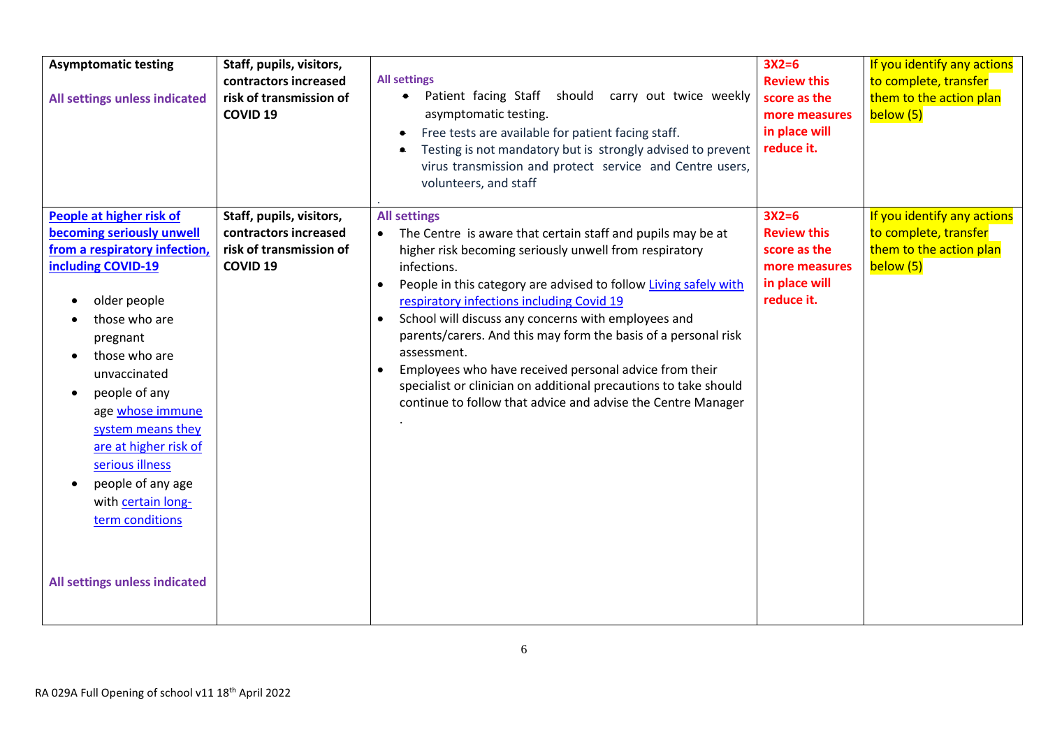| | | | | |
|---|---|---|---|---|
| **Asymptomatic testing**<br><br>**All settings unless indicated** | **Staff, pupils, visitors, contractors increased risk of transmission of COVID 19** | **All settings**<br>• Patient facing Staff should carry out twice weekly asymptomatic testing.<br>• Free tests are available for patient facing staff.<br>• Testing is not mandatory but is strongly advised to prevent virus transmission and protect service and Centre users, volunteers, and staff<br>. | **3X2=6**<br>**Review this score as the more measures in place will reduce it.** | If you identify any actions to complete, transfer them to the action plan below (5) |
| **People at higher risk of becoming seriously unwell from a respiratory infection, including COVID-19**<br><br>• older people<br>• those who are pregnant<br>• those who are unvaccinated<br>• people of any age whose immune system means they are at higher risk of serious illness<br>• people of any age with certain long-term conditions<br><br>**All settings unless indicated** | **Staff, pupils, visitors, contractors increased risk of transmission of COVID 19** | **All settings**<br>• The Centre is aware that certain staff and pupils may be at higher risk becoming seriously unwell from respiratory infections.<br>• People in this category are advised to follow Living safely with respiratory infections including Covid 19<br>• School will discuss any concerns with employees and parents/carers. And this may form the basis of a personal risk assessment.<br>• Employees who have received personal advice from their specialist or clinician on additional precautions to take should continue to follow that advice and advise the Centre Manager<br>. | **3X2=6**<br>**Review this score as the more measures in place will reduce it.** | If you identify any actions to complete, transfer them to the action plan below (5) |

RA 029A Full Opening of school v11 18th April 2022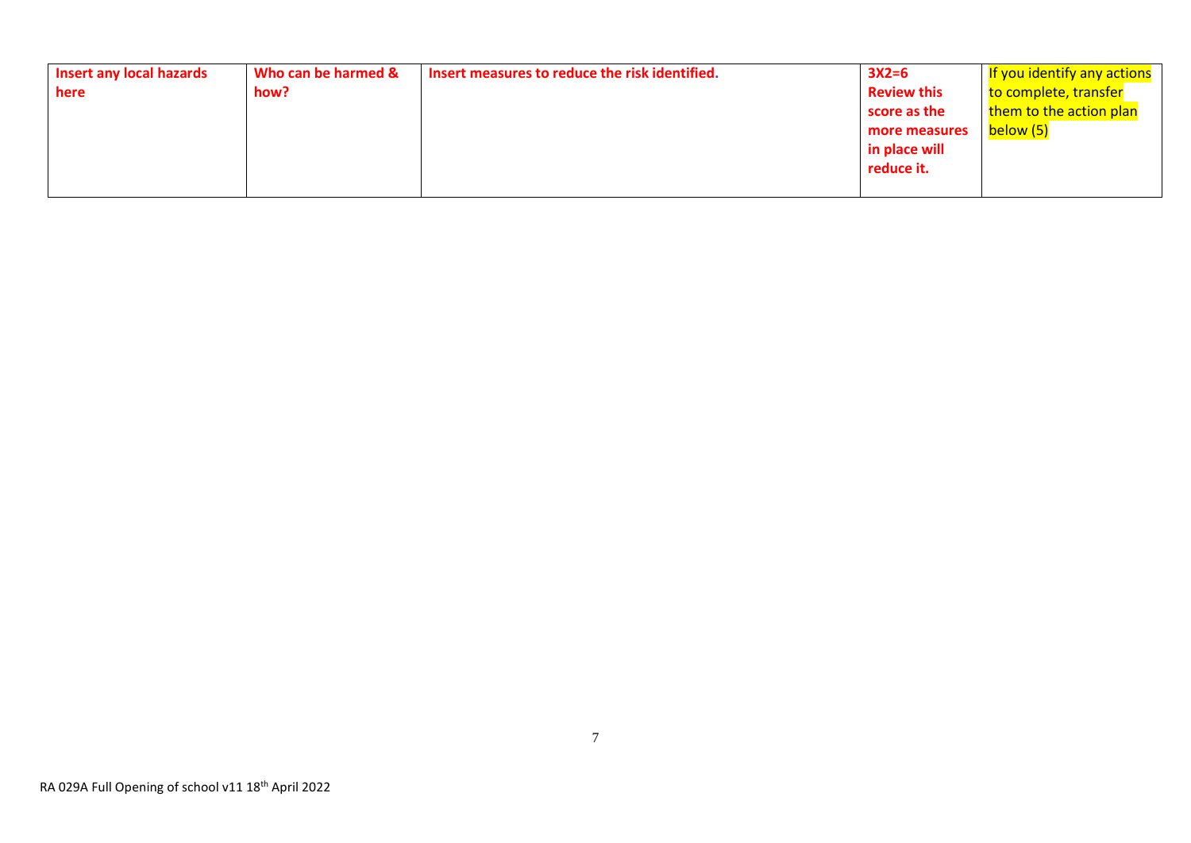| Insert any local hazards here | Who can be harmed & how? | Insert measures to reduce the risk identified. | 3X2=6 Review this score as the more measures in place will reduce it. | If you identify any actions to complete, transfer them to the action plan below (5) |
| --- | --- | --- | --- | --- |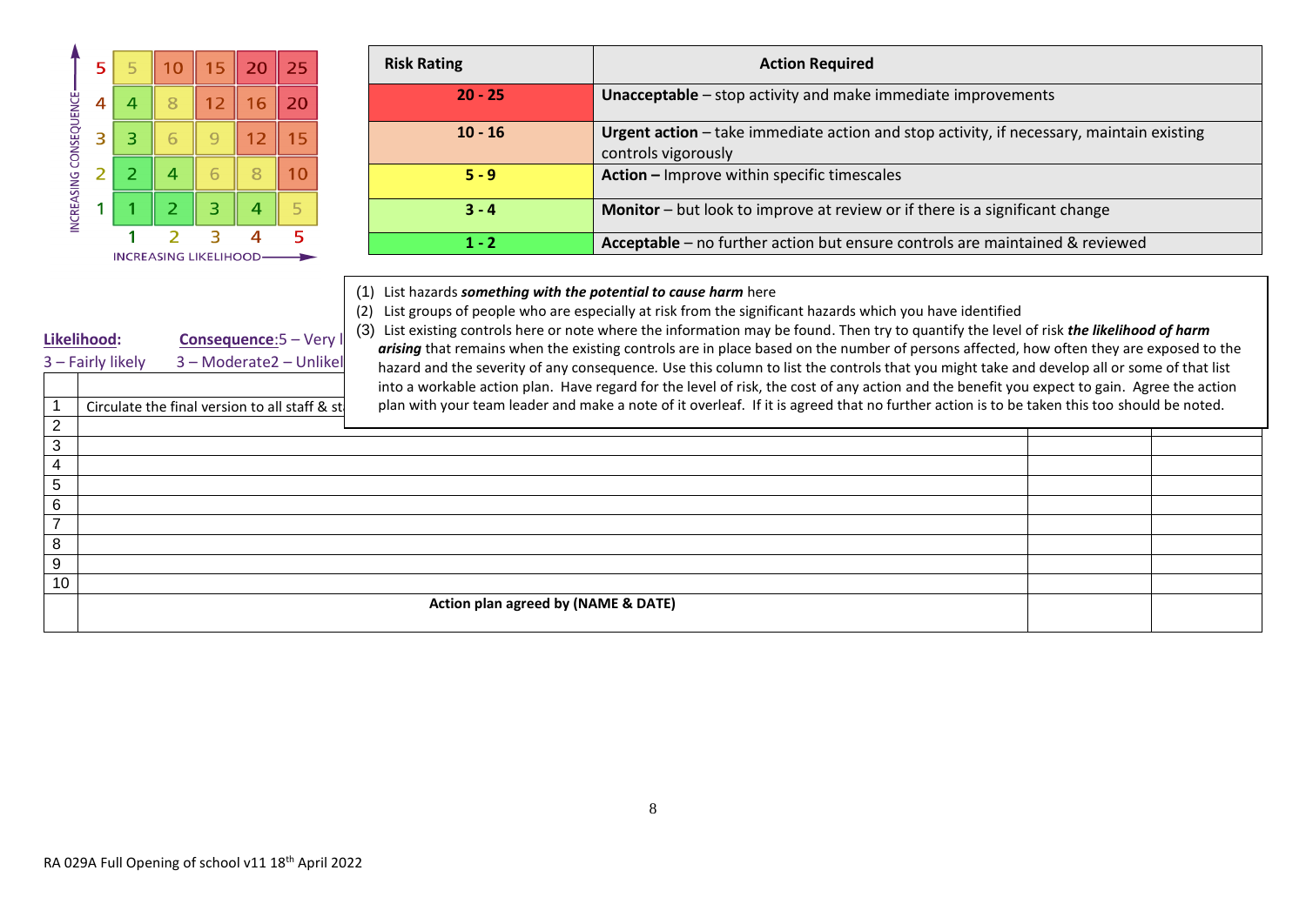5 | 5 | 10 | 15 | 20 | 25
4 | 4 | 8 | 12 | 16 | 20
3 | 3 | 6 | 9 | 12 | 15
2 | 2 | 4 | 6 | 8 | 10
1 | 1 | 2 | 3 | 4 | 5
1 2 3 4 5

INCREASING CONSEQUENCE

INCREASING LIKELIHOOD

| Risk Rating | Action Required |
|---|---|
| **20 - 25** | **Unacceptable** – stop activity and make immediate improvements |
| **10 - 16** | **Urgent action** – take immediate action and stop activity, if necessary, maintain existing controls vigorously |
| **5 - 9** | **Action –** Improve within specific timescales |
| **3 - 4** | **Monitor** – but look to improve at review or if there is a significant change |
| **1 - 2** | **Acceptable** – no further action but ensure controls are maintained & reviewed |

(1) List hazards ***something with the potential to cause harm*** here
(2) List groups of people who are especially at risk from the significant hazards which you have identified
(3) List existing controls here or note where the information may be found. Then try to quantify the level of risk ***the likelihood of harm arising*** that remains when the existing controls are in place based on the number of persons affected, how often they are exposed to the hazard and the severity of any consequence. Use this column to list the controls that you might take and develop all or some of that list into a workable action plan. Have regard for the level of risk, the cost of any action and the benefit you expect to gain. Agree the action plan with your team leader and make a note of it overleaf. If it is agreed that no further action is to be taken this too should be noted.

**Likelihood:** **Consequence**:5 – Very l

3 – Fairly likely 3 – Moderate2 – Unlikel

| | | | |
|---|---|---|---|
| | | | |
| 1 | Circulate the final version to all staff & st | | |
| 2 | | | |
| 3 | | | |
| 4 | | | |
| 5 | | | |
| 6 | | | |
| 7 | | | |
| 8 | | | |
| 9 | | | |
| 10 | | | |
| | **Action plan agreed by (NAME & DATE)** | | |

RA 029A Full Opening of school v11 18th April 2022